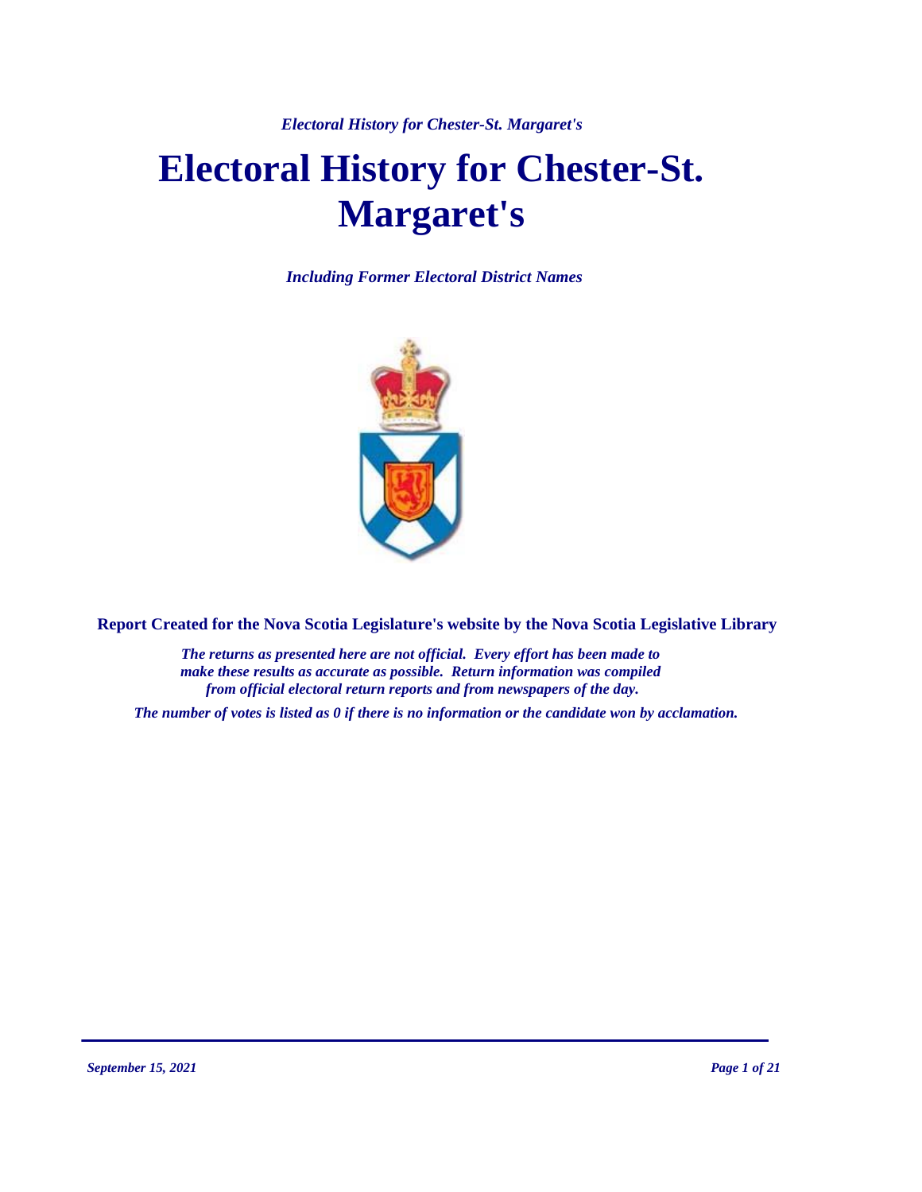# Electoral History for Chester-St. Margaret's

*Including Former Electoral District Names*

**Report Created for the Nova Scotia Legislature's website by the Nova Scotia Legislative Library**

*The returns as presented here are not official. Every effort has been made to make these results as accurate as possible. Return information was compiled from official electoral return reports and from newspapers of the day.*

*The number of votes is listed as 0 if there is no information or the candidate won by acclamation.*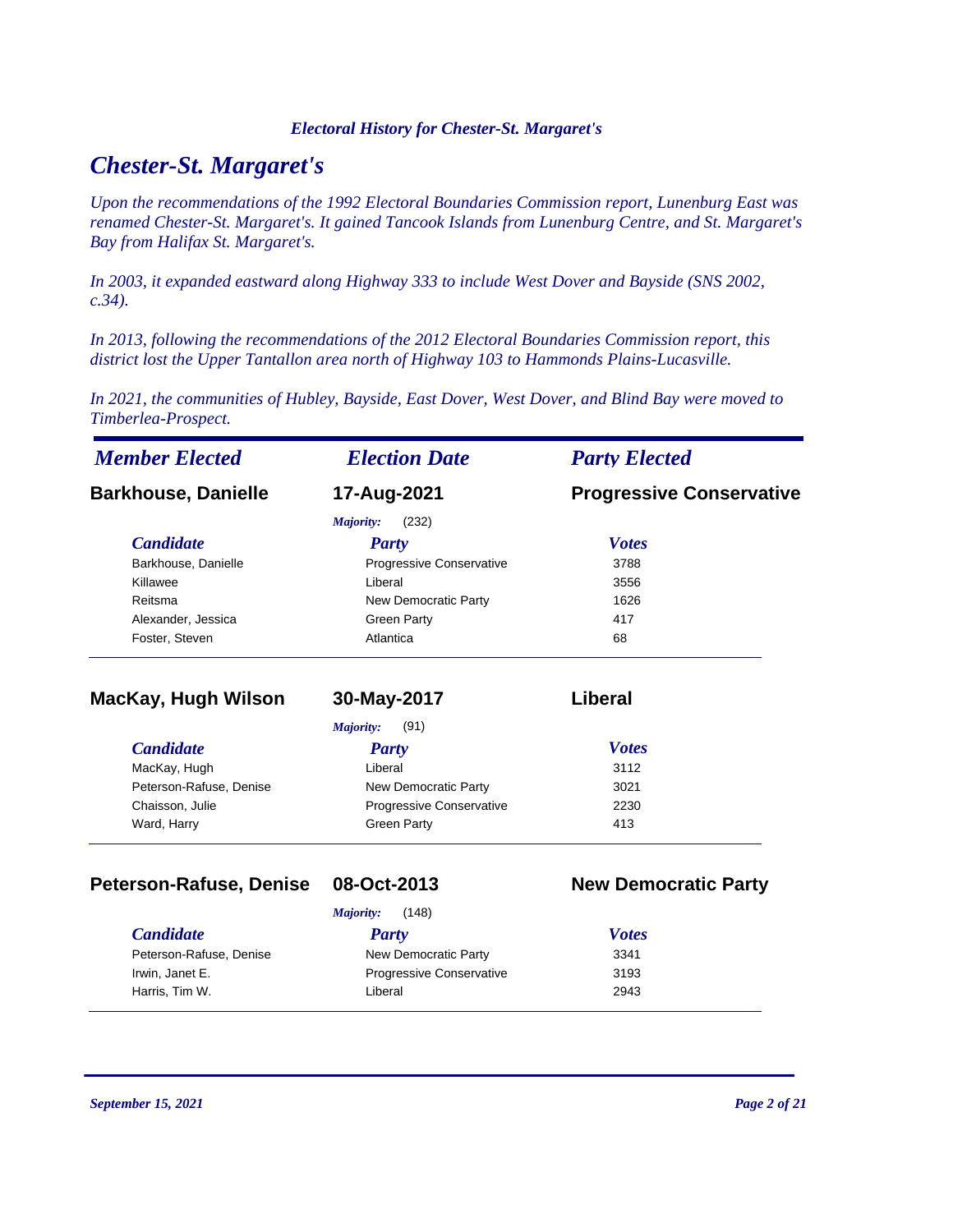## Chester-St. Margaret's

*Upon the recommendations of the 1992 Electoral Boundaries Commission report, Lunenburg East was renamed Chester-St. Margaret's. It gained Tancook Islands from Lunenburg Centre, and St. Margaret's Bay from Halifax St. Margaret's.*

*In 2003, it expanded eastward along Highway 333 to include West Dover and Bayside (SNS 2002, c.34).*

*In 2013, following the recommendations of the 2012 Electoral Boundaries Commission report, this district lost the Upper Tantallon area north of Highway 103 to Hammonds Plains-Lucasville.*

*In 2021, the communities of Hubley, Bayside, East Dover, West Dover, and Blind Bay were moved to Timberlea-Prospect.*

| *Member Elected* | *Election Date* | *Party Elected* |
|---|---|---|
| **Barkhouse, Danielle** | **17-Aug-2021** | **Progressive Conservative** |

*Majority:* (232)

| Candidate | Party | Votes |
|---|---|---|
| Barkhouse, Danielle | Progressive Conservative | 3788 |
| Killawee | Liberal | 3556 |
| Reitsma | New Democratic Party | 1626 |
| Alexander, Jessica | Green Party | 417 |
| Foster, Steven | Atlantica | 68 |

| *Member Elected* | *Election Date* | *Party Elected* |
|---|---|---|
| **MacKay, Hugh Wilson** | **30-May-2017** | **Liberal** |

*Majority:* (91)

| Candidate | Party | Votes |
|---|---|---|
| MacKay, Hugh | Liberal | 3112 |
| Peterson-Rafuse, Denise | New Democratic Party | 3021 |
| Chaisson, Julie | Progressive Conservative | 2230 |
| Ward, Harry | Green Party | 413 |

| *Member Elected* | *Election Date* | *Party Elected* |
|---|---|---|
| **Peterson-Rafuse, Denise** | **08-Oct-2013** | **New Democratic Party** |

*Majority:* (148)

| Candidate | Party | Votes |
|---|---|---|
| Peterson-Rafuse, Denise | New Democratic Party | 3341 |
| Irwin, Janet E. | Progressive Conservative | 3193 |
| Harris, Tim W. | Liberal | 2943 |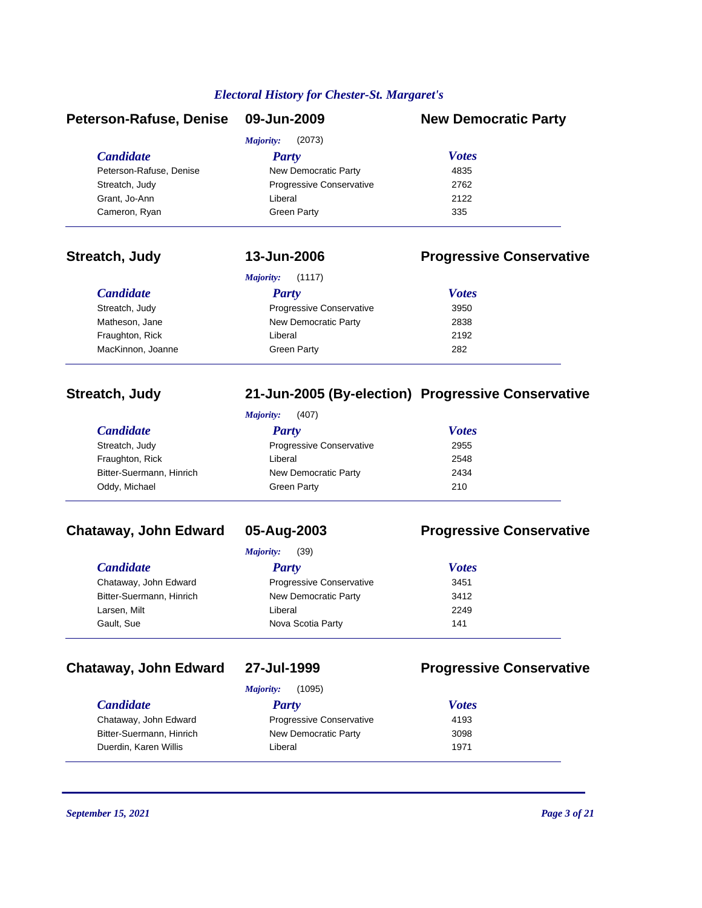## Electoral History for Chester-St. Margaret's

### Peterson-Rafuse, Denise — 09-Jun-2009 — New Democratic Party

*Majority:* (2073)

| Candidate | Party | Votes |
|---|---|---|
| Peterson-Rafuse, Denise | New Democratic Party | 4835 |
| Streatch, Judy | Progressive Conservative | 2762 |
| Grant, Jo-Ann | Liberal | 2122 |
| Cameron, Ryan | Green Party | 335 |

### Streatch, Judy — 13-Jun-2006 — Progressive Conservative

*Majority:* (1117)

| Candidate | Party | Votes |
|---|---|---|
| Streatch, Judy | Progressive Conservative | 3950 |
| Matheson, Jane | New Democratic Party | 2838 |
| Fraughton, Rick | Liberal | 2192 |
| MacKinnon, Joanne | Green Party | 282 |

### Streatch, Judy — 21-Jun-2005 (By-election) — Progressive Conservative

*Majority:* (407)

| Candidate | Party | Votes |
|---|---|---|
| Streatch, Judy | Progressive Conservative | 2955 |
| Fraughton, Rick | Liberal | 2548 |
| Bitter-Suermann, Hinrich | New Democratic Party | 2434 |
| Oddy, Michael | Green Party | 210 |

### Chataway, John Edward — 05-Aug-2003 — Progressive Conservative

*Majority:* (39)

| Candidate | Party | Votes |
|---|---|---|
| Chataway, John Edward | Progressive Conservative | 3451 |
| Bitter-Suermann, Hinrich | New Democratic Party | 3412 |
| Larsen, Milt | Liberal | 2249 |
| Gault, Sue | Nova Scotia Party | 141 |

### Chataway, John Edward — 27-Jul-1999 — Progressive Conservative

*Majority:* (1095)

| Candidate | Party | Votes |
|---|---|---|
| Chataway, John Edward | Progressive Conservative | 4193 |
| Bitter-Suermann, Hinrich | New Democratic Party | 3098 |
| Duerdin, Karen Willis | Liberal | 1971 |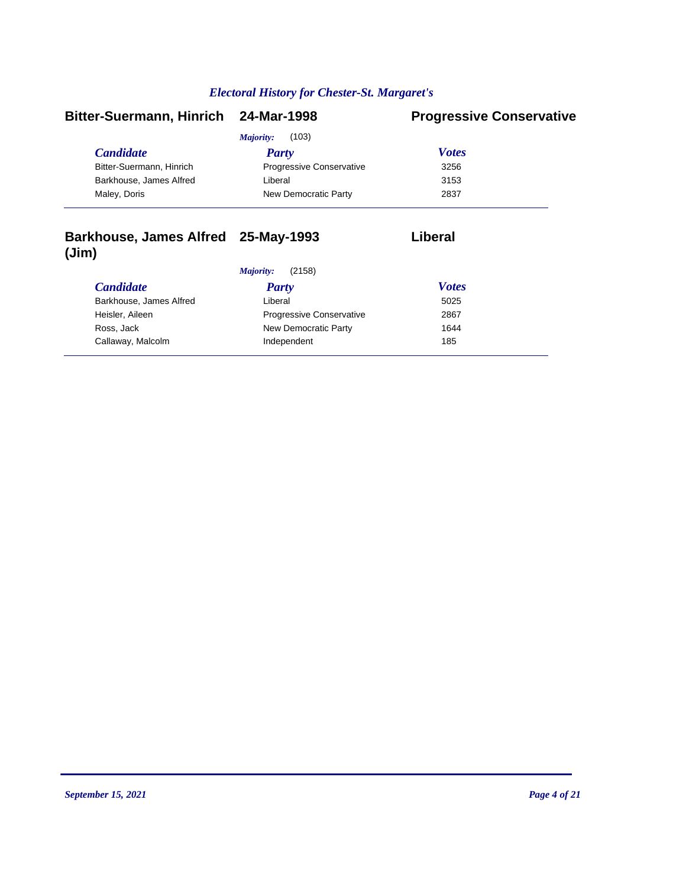## Bitter-Suermann, Hinrich — 24-Mar-1998 — Progressive Conservative

*Majority:* (103)

| *Candidate* | *Party* | *Votes* |
| --- | --- | --- |
| Bitter-Suermann, Hinrich | Progressive Conservative | 3256 |
| Barkhouse, James Alfred | Liberal | 3153 |
| Maley, Doris | New Democratic Party | 2837 |

## Barkhouse, James Alfred (Jim) — 25-May-1993 — Liberal

*Majority:* (2158)

| *Candidate* | *Party* | *Votes* |
| --- | --- | --- |
| Barkhouse, James Alfred | Liberal | 5025 |
| Heisler, Aileen | Progressive Conservative | 2867 |
| Ross, Jack | New Democratic Party | 1644 |
| Callaway, Malcolm | Independent | 185 |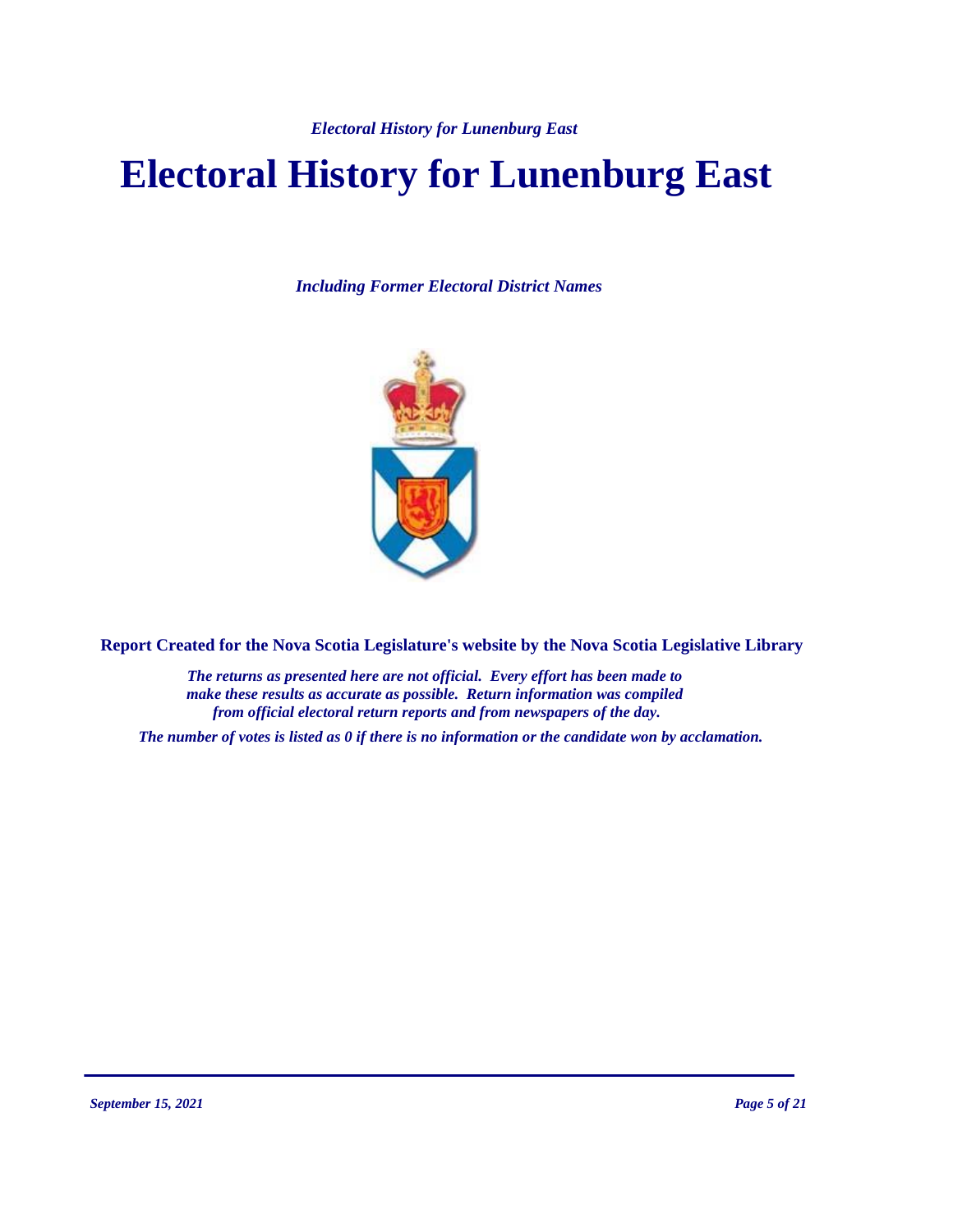# Electoral History for Lunenburg East

*Including Former Electoral District Names*

**Report Created for the Nova Scotia Legislature's website by the Nova Scotia Legislative Library**

*The returns as presented here are not official. Every effort has been made to make these results as accurate as possible. Return information was compiled from official electoral return reports and from newspapers of the day.*

*The number of votes is listed as 0 if there is no information or the candidate won by acclamation.*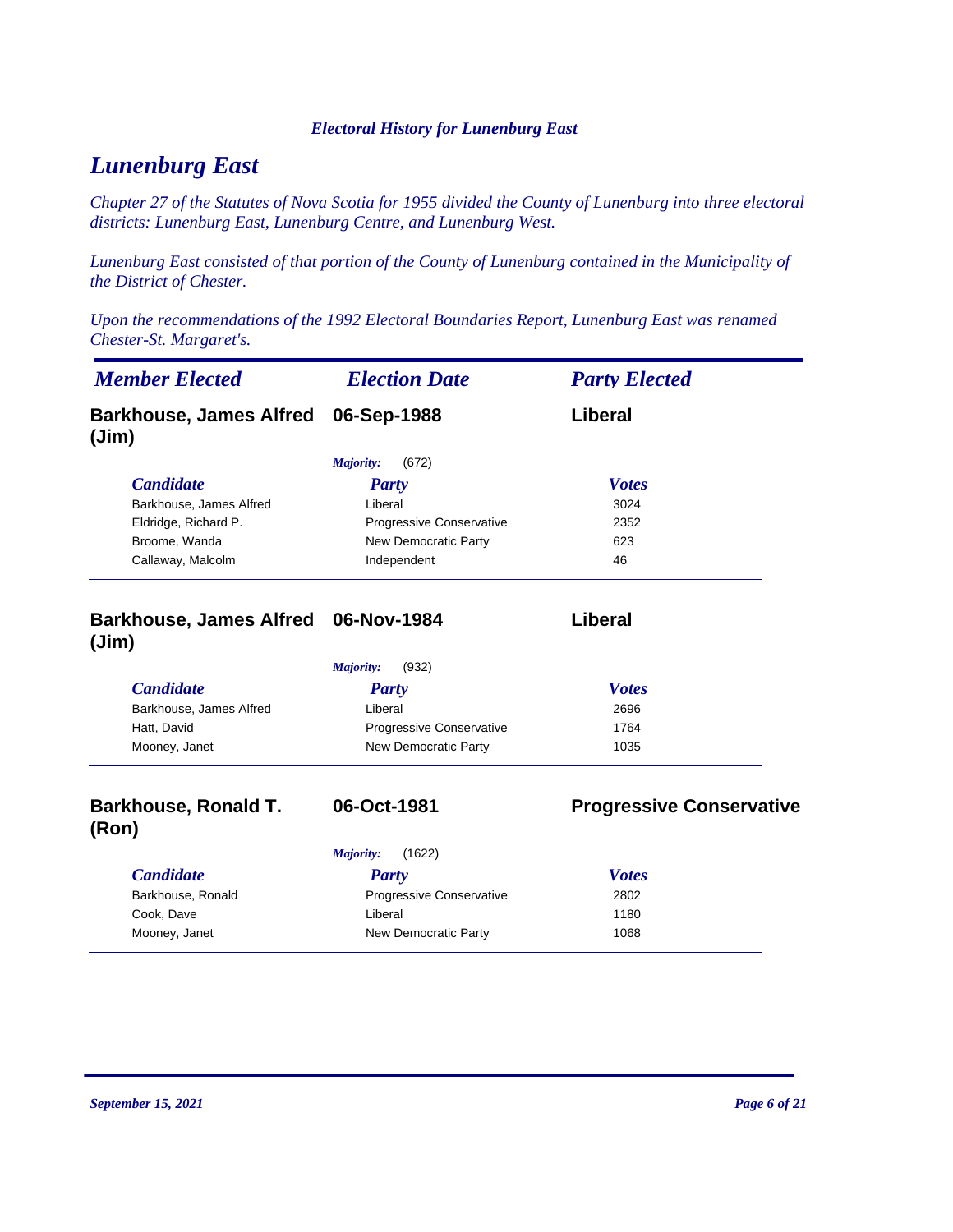# Lunenburg East

*Chapter 27 of the Statutes of Nova Scotia for 1955 divided the County of Lunenburg into three electoral districts: Lunenburg East, Lunenburg Centre, and Lunenburg West.*

*Lunenburg East consisted of that portion of the County of Lunenburg contained in the Municipality of the District of Chester.*

*Upon the recommendations of the 1992 Electoral Boundaries Report, Lunenburg East was renamed Chester-St. Margaret's.*

| *Member Elected* | *Election Date* | *Party Elected* |
|---|---|---|
| **Barkhouse, James Alfred (Jim)** | **06-Sep-1988** | **Liberal** |

*Majority:* (672)

| *Candidate* | *Party* | *Votes* |
|---|---|---|
| Barkhouse, James Alfred | Liberal | 3024 |
| Eldridge, Richard P. | Progressive Conservative | 2352 |
| Broome, Wanda | New Democratic Party | 623 |
| Callaway, Malcolm | Independent | 46 |

| *Member Elected* | *Election Date* | *Party Elected* |
|---|---|---|
| **Barkhouse, James Alfred (Jim)** | **06-Nov-1984** | **Liberal** |

*Majority:* (932)

| *Candidate* | *Party* | *Votes* |
|---|---|---|
| Barkhouse, James Alfred | Liberal | 2696 |
| Hatt, David | Progressive Conservative | 1764 |
| Mooney, Janet | New Democratic Party | 1035 |

| *Member Elected* | *Election Date* | *Party Elected* |
|---|---|---|
| **Barkhouse, Ronald T. (Ron)** | **06-Oct-1981** | **Progressive Conservative** |

*Majority:* (1622)

| *Candidate* | *Party* | *Votes* |
|---|---|---|
| Barkhouse, Ronald | Progressive Conservative | 2802 |
| Cook, Dave | Liberal | 1180 |
| Mooney, Janet | New Democratic Party | 1068 |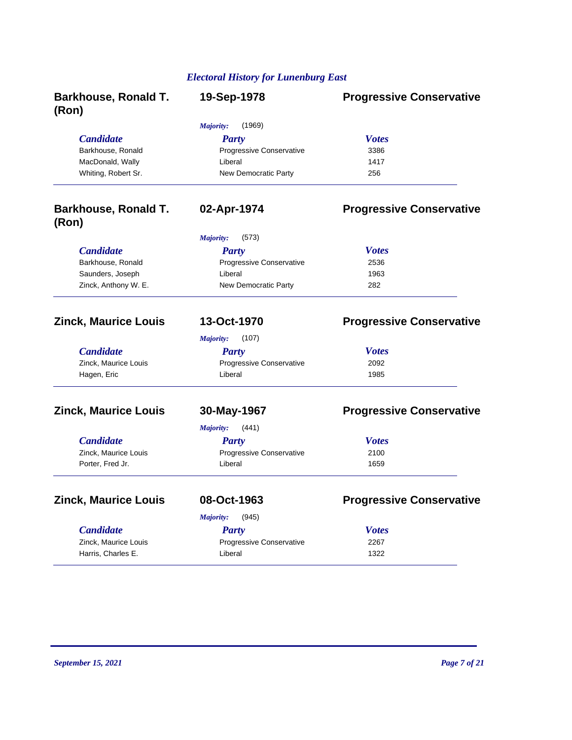## Electoral History for Lunenburg East

### Barkhouse, Ronald T. (Ron) — 19-Sep-1978 — Progressive Conservative

*Majority:* (1969)

| Candidate | Party | Votes |
|---|---|---|
| Barkhouse, Ronald | Progressive Conservative | 3386 |
| MacDonald, Wally | Liberal | 1417 |
| Whiting, Robert Sr. | New Democratic Party | 256 |

### Barkhouse, Ronald T. (Ron) — 02-Apr-1974 — Progressive Conservative

*Majority:* (573)

| Candidate | Party | Votes |
|---|---|---|
| Barkhouse, Ronald | Progressive Conservative | 2536 |
| Saunders, Joseph | Liberal | 1963 |
| Zinck, Anthony W. E. | New Democratic Party | 282 |

### Zinck, Maurice Louis — 13-Oct-1970 — Progressive Conservative

*Majority:* (107)

| Candidate | Party | Votes |
|---|---|---|
| Zinck, Maurice Louis | Progressive Conservative | 2092 |
| Hagen, Eric | Liberal | 1985 |

### Zinck, Maurice Louis — 30-May-1967 — Progressive Conservative

*Majority:* (441)

| Candidate | Party | Votes |
|---|---|---|
| Zinck, Maurice Louis | Progressive Conservative | 2100 |
| Porter, Fred Jr. | Liberal | 1659 |

### Zinck, Maurice Louis — 08-Oct-1963 — Progressive Conservative

*Majority:* (945)

| Candidate | Party | Votes |
|---|---|---|
| Zinck, Maurice Louis | Progressive Conservative | 2267 |
| Harris, Charles E. | Liberal | 1322 |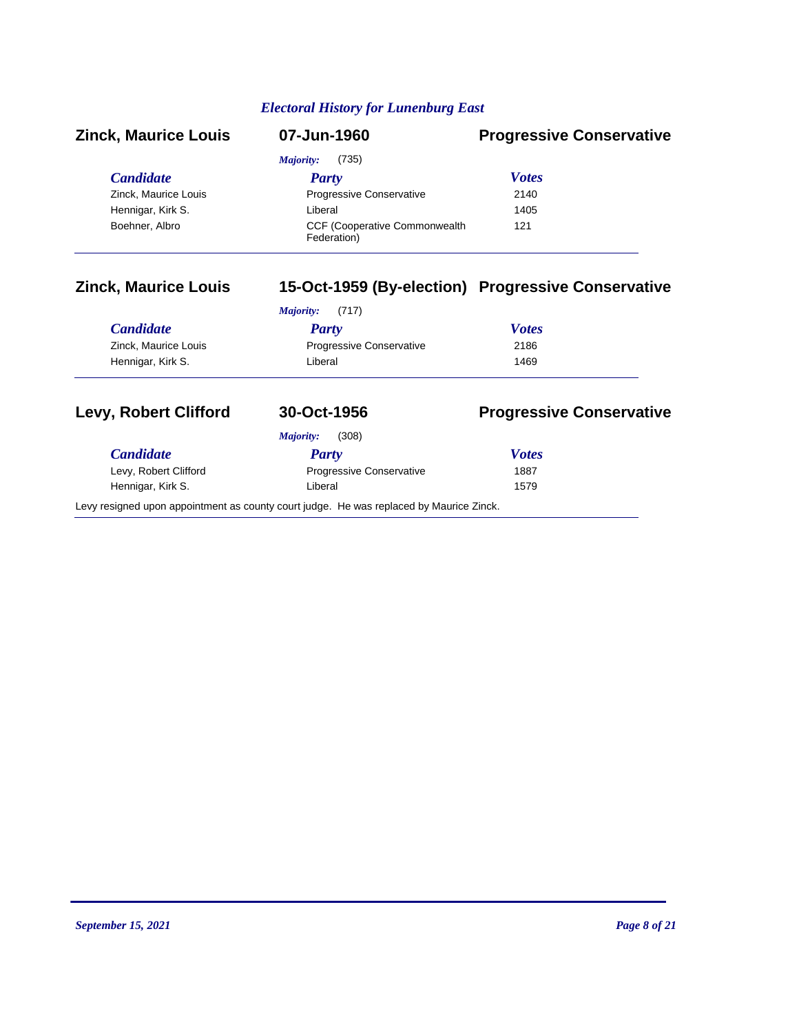## Zinck, Maurice Louis — 07-Jun-1960 — Progressive Conservative

*Majority:* (735)

| *Candidate* | *Party* | *Votes* |
|---|---|---|
| Zinck, Maurice Louis | Progressive Conservative | 2140 |
| Hennigar, Kirk S. | Liberal | 1405 |
| Boehner, Albro | CCF (Cooperative Commonwealth Federation) | 121 |

## Zinck, Maurice Louis — 15-Oct-1959 (By-election) — Progressive Conservative

*Majority:* (717)

| *Candidate* | *Party* | *Votes* |
|---|---|---|
| Zinck, Maurice Louis | Progressive Conservative | 2186 |
| Hennigar, Kirk S. | Liberal | 1469 |

## Levy, Robert Clifford — 30-Oct-1956 — Progressive Conservative

*Majority:* (308)

| *Candidate* | *Party* | *Votes* |
|---|---|---|
| Levy, Robert Clifford | Progressive Conservative | 1887 |
| Hennigar, Kirk S. | Liberal | 1579 |

Levy resigned upon appointment as county court judge. He was replaced by Maurice Zinck.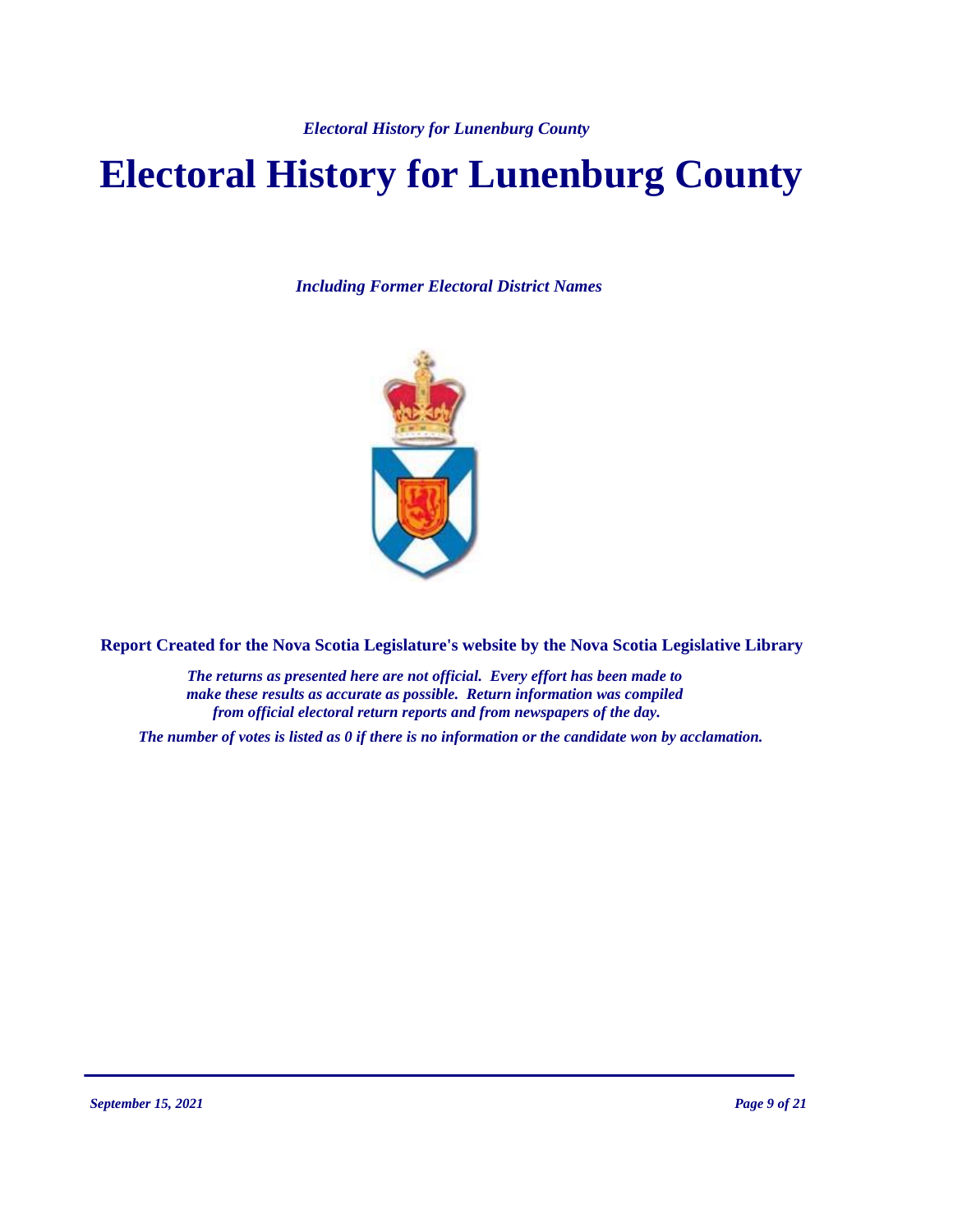# Electoral History for Lunenburg County

*Including Former Electoral District Names*

**Report Created for the Nova Scotia Legislature's website by the Nova Scotia Legislative Library**

*The returns as presented here are not official. Every effort has been made to make these results as accurate as possible. Return information was compiled from official electoral return reports and from newspapers of the day.*

*The number of votes is listed as 0 if there is no information or the candidate won by acclamation.*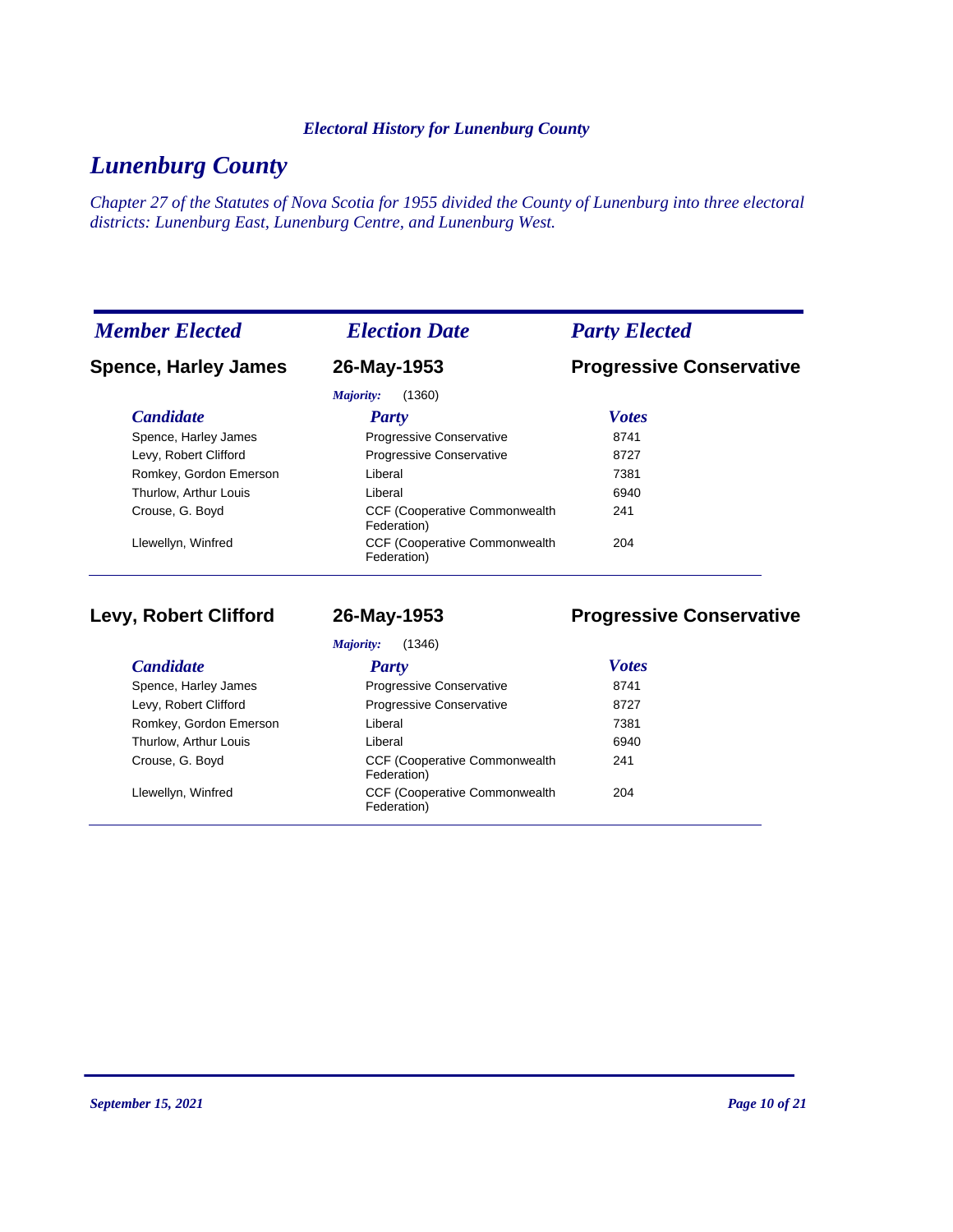# Lunenburg County

*Chapter 27 of the Statutes of Nova Scotia for 1955 divided the County of Lunenburg into three electoral districts: Lunenburg East, Lunenburg Centre, and Lunenburg West.*

| *Member Elected* | *Election Date* | *Party Elected* |
|---|---|---|
| **Spence, Harley James** | **26-May-1953** | **Progressive Conservative** |

*Majority:* (1360)

| *Candidate* | *Party* | *Votes* |
|---|---|---|
| Spence, Harley James | Progressive Conservative | 8741 |
| Levy, Robert Clifford | Progressive Conservative | 8727 |
| Romkey, Gordon Emerson | Liberal | 7381 |
| Thurlow, Arthur Louis | Liberal | 6940 |
| Crouse, G. Boyd | CCF (Cooperative Commonwealth Federation) | 241 |
| Llewellyn, Winfred | CCF (Cooperative Commonwealth Federation) | 204 |

| *Member Elected* | *Election Date* | *Party Elected* |
|---|---|---|
| **Levy, Robert Clifford** | **26-May-1953** | **Progressive Conservative** |

*Majority:* (1346)

| *Candidate* | *Party* | *Votes* |
|---|---|---|
| Spence, Harley James | Progressive Conservative | 8741 |
| Levy, Robert Clifford | Progressive Conservative | 8727 |
| Romkey, Gordon Emerson | Liberal | 7381 |
| Thurlow, Arthur Louis | Liberal | 6940 |
| Crouse, G. Boyd | CCF (Cooperative Commonwealth Federation) | 241 |
| Llewellyn, Winfred | CCF (Cooperative Commonwealth Federation) | 204 |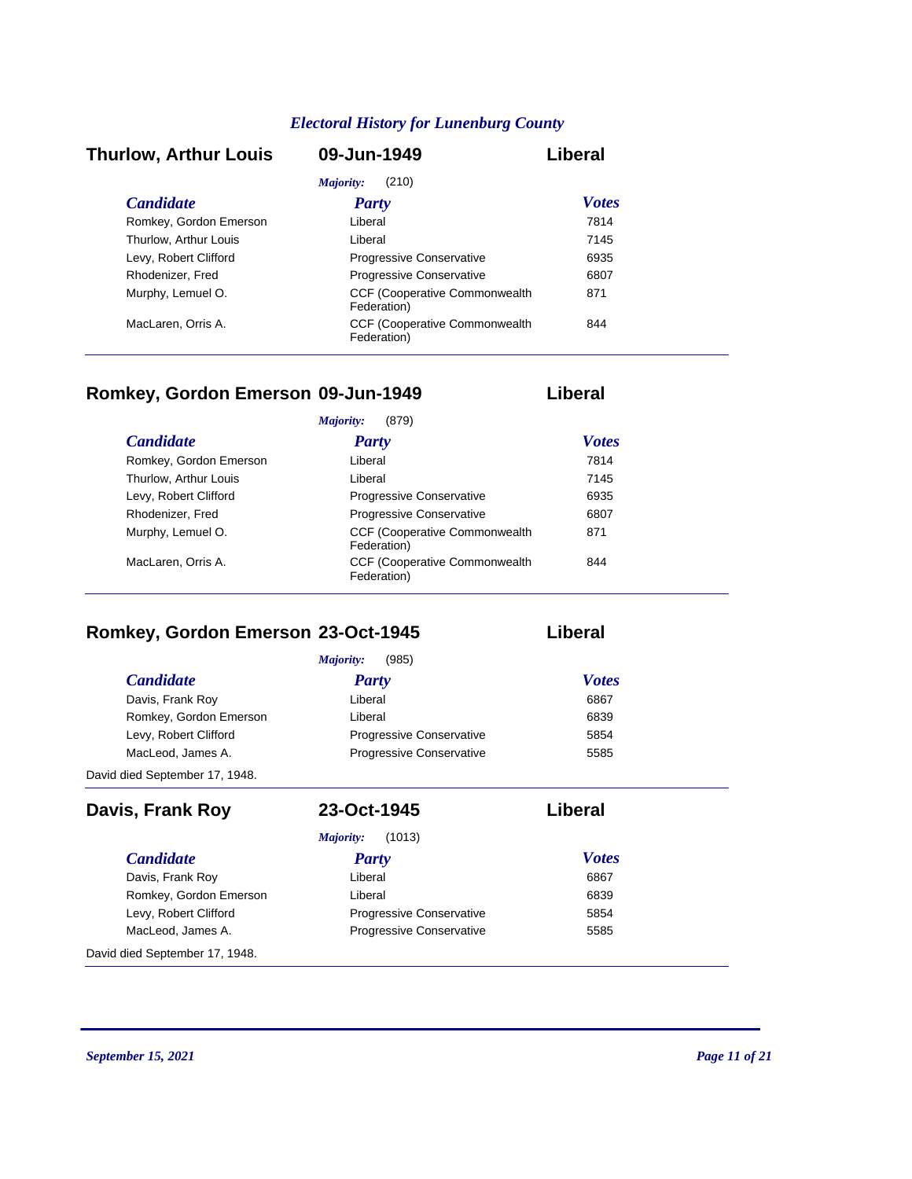## Thurlow, Arthur Louis — 09-Jun-1949 — Liberal

*Majority:* (210)

| *Candidate* | *Party* | *Votes* |
|---|---|---|
| Romkey, Gordon Emerson | Liberal | 7814 |
| Thurlow, Arthur Louis | Liberal | 7145 |
| Levy, Robert Clifford | Progressive Conservative | 6935 |
| Rhodenizer, Fred | Progressive Conservative | 6807 |
| Murphy, Lemuel O. | CCF (Cooperative Commonwealth Federation) | 871 |
| MacLaren, Orris A. | CCF (Cooperative Commonwealth Federation) | 844 |

## Romkey, Gordon Emerson — 09-Jun-1949 — Liberal

*Majority:* (879)

| *Candidate* | *Party* | *Votes* |
|---|---|---|
| Romkey, Gordon Emerson | Liberal | 7814 |
| Thurlow, Arthur Louis | Liberal | 7145 |
| Levy, Robert Clifford | Progressive Conservative | 6935 |
| Rhodenizer, Fred | Progressive Conservative | 6807 |
| Murphy, Lemuel O. | CCF (Cooperative Commonwealth Federation) | 871 |
| MacLaren, Orris A. | CCF (Cooperative Commonwealth Federation) | 844 |

## Romkey, Gordon Emerson — 23-Oct-1945 — Liberal

*Majority:* (985)

| *Candidate* | *Party* | *Votes* |
|---|---|---|
| Davis, Frank Roy | Liberal | 6867 |
| Romkey, Gordon Emerson | Liberal | 6839 |
| Levy, Robert Clifford | Progressive Conservative | 5854 |
| MacLeod, James A. | Progressive Conservative | 5585 |

David died September 17, 1948.

## Davis, Frank Roy — 23-Oct-1945 — Liberal

*Majority:* (1013)

| *Candidate* | *Party* | *Votes* |
|---|---|---|
| Davis, Frank Roy | Liberal | 6867 |
| Romkey, Gordon Emerson | Liberal | 6839 |
| Levy, Robert Clifford | Progressive Conservative | 5854 |
| MacLeod, James A. | Progressive Conservative | 5585 |

David died September 17, 1948.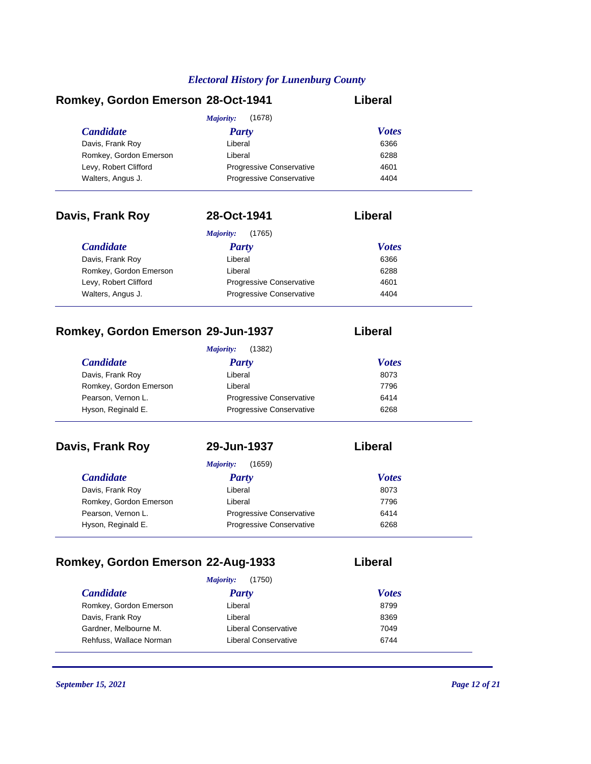## Electoral History for Lunenburg County

### Romkey, Gordon Emerson — 28-Oct-1941 — Liberal

*Majority:* (1678)

| *Candidate* | *Party* | *Votes* |
|---|---|---|
| Davis, Frank Roy | Liberal | 6366 |
| Romkey, Gordon Emerson | Liberal | 6288 |
| Levy, Robert Clifford | Progressive Conservative | 4601 |
| Walters, Angus J. | Progressive Conservative | 4404 |

### Davis, Frank Roy — 28-Oct-1941 — Liberal

*Majority:* (1765)

| *Candidate* | *Party* | *Votes* |
|---|---|---|
| Davis, Frank Roy | Liberal | 6366 |
| Romkey, Gordon Emerson | Liberal | 6288 |
| Levy, Robert Clifford | Progressive Conservative | 4601 |
| Walters, Angus J. | Progressive Conservative | 4404 |

### Romkey, Gordon Emerson — 29-Jun-1937 — Liberal

*Majority:* (1382)

| *Candidate* | *Party* | *Votes* |
|---|---|---|
| Davis, Frank Roy | Liberal | 8073 |
| Romkey, Gordon Emerson | Liberal | 7796 |
| Pearson, Vernon L. | Progressive Conservative | 6414 |
| Hyson, Reginald E. | Progressive Conservative | 6268 |

### Davis, Frank Roy — 29-Jun-1937 — Liberal

*Majority:* (1659)

| *Candidate* | *Party* | *Votes* |
|---|---|---|
| Davis, Frank Roy | Liberal | 8073 |
| Romkey, Gordon Emerson | Liberal | 7796 |
| Pearson, Vernon L. | Progressive Conservative | 6414 |
| Hyson, Reginald E. | Progressive Conservative | 6268 |

### Romkey, Gordon Emerson — 22-Aug-1933 — Liberal

*Majority:* (1750)

| *Candidate* | *Party* | *Votes* |
|---|---|---|
| Romkey, Gordon Emerson | Liberal | 8799 |
| Davis, Frank Roy | Liberal | 8369 |
| Gardner, Melbourne M. | Liberal Conservative | 7049 |
| Rehfuss, Wallace Norman | Liberal Conservative | 6744 |

*September 15, 2021*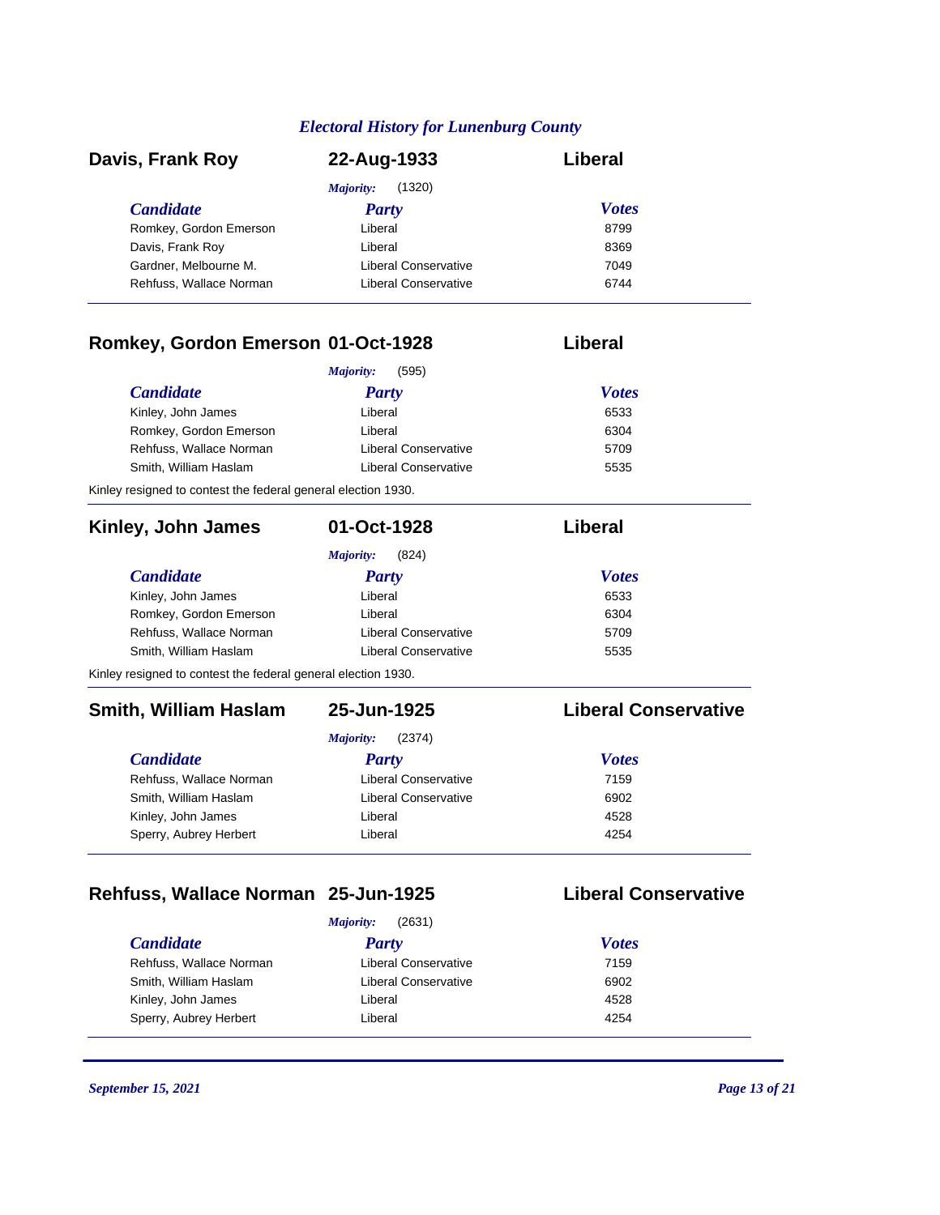## Davis, Frank Roy — 22-Aug-1933 — Liberal

*Majority:* (1320)

| Candidate | Party | Votes |
|---|---|---|
| Romkey, Gordon Emerson | Liberal | 8799 |
| Davis, Frank Roy | Liberal | 8369 |
| Gardner, Melbourne M. | Liberal Conservative | 7049 |
| Rehfuss, Wallace Norman | Liberal Conservative | 6744 |

## Romkey, Gordon Emerson — 01-Oct-1928 — Liberal

*Majority:* (595)

| Candidate | Party | Votes |
|---|---|---|
| Kinley, John James | Liberal | 6533 |
| Romkey, Gordon Emerson | Liberal | 6304 |
| Rehfuss, Wallace Norman | Liberal Conservative | 5709 |
| Smith, William Haslam | Liberal Conservative | 5535 |

Kinley resigned to contest the federal general election 1930.

## Kinley, John James — 01-Oct-1928 — Liberal

*Majority:* (824)

| Candidate | Party | Votes |
|---|---|---|
| Kinley, John James | Liberal | 6533 |
| Romkey, Gordon Emerson | Liberal | 6304 |
| Rehfuss, Wallace Norman | Liberal Conservative | 5709 |
| Smith, William Haslam | Liberal Conservative | 5535 |

Kinley resigned to contest the federal general election 1930.

## Smith, William Haslam — 25-Jun-1925 — Liberal Conservative

*Majority:* (2374)

| Candidate | Party | Votes |
|---|---|---|
| Rehfuss, Wallace Norman | Liberal Conservative | 7159 |
| Smith, William Haslam | Liberal Conservative | 6902 |
| Kinley, John James | Liberal | 4528 |
| Sperry, Aubrey Herbert | Liberal | 4254 |

## Rehfuss, Wallace Norman — 25-Jun-1925 — Liberal Conservative

*Majority:* (2631)

| Candidate | Party | Votes |
|---|---|---|
| Rehfuss, Wallace Norman | Liberal Conservative | 7159 |
| Smith, William Haslam | Liberal Conservative | 6902 |
| Kinley, John James | Liberal | 4528 |
| Sperry, Aubrey Herbert | Liberal | 4254 |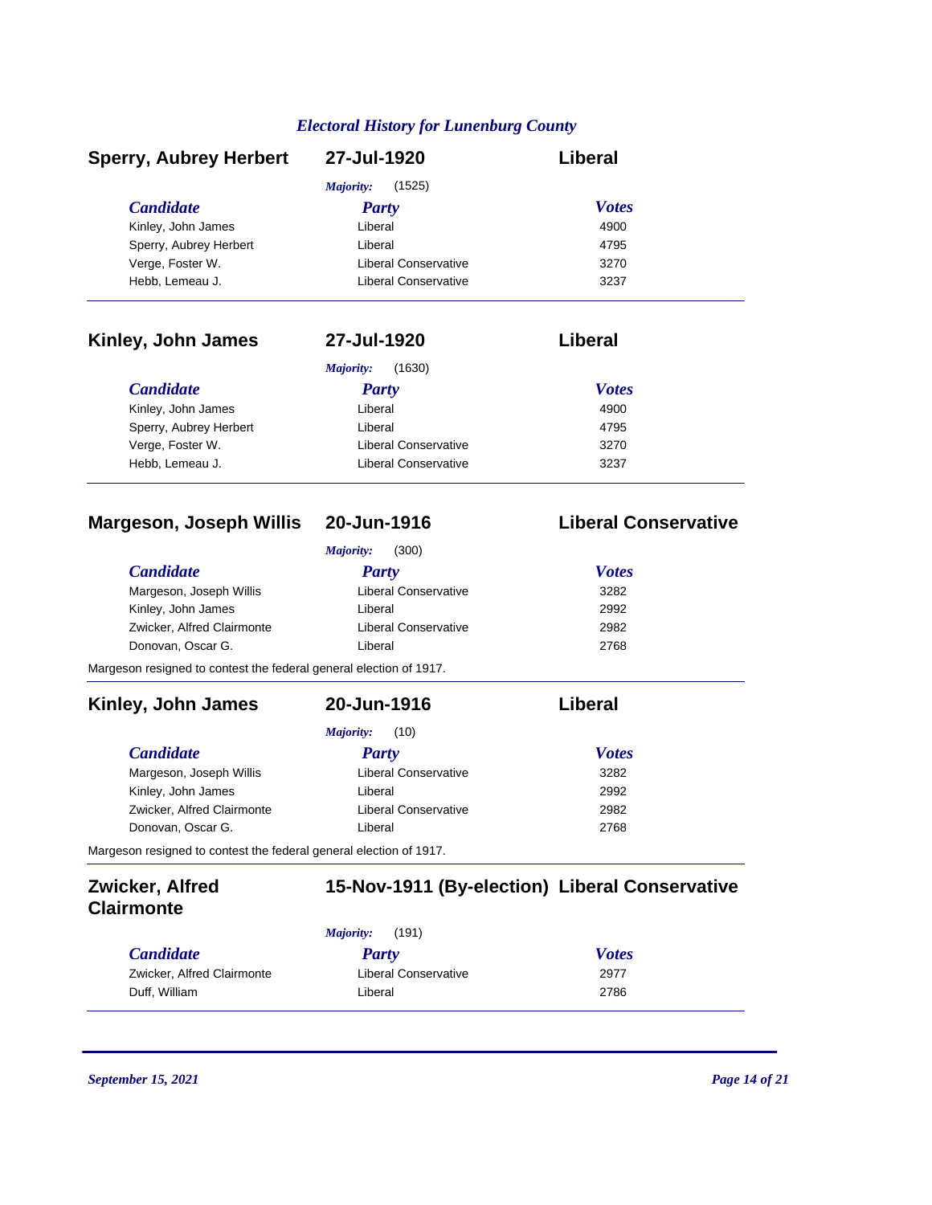## Sperry, Aubrey Herbert — 27-Jul-1920 — Liberal

*Majority:* (1525)

| Candidate | Party | Votes |
|---|---|---|
| Kinley, John James | Liberal | 4900 |
| Sperry, Aubrey Herbert | Liberal | 4795 |
| Verge, Foster W. | Liberal Conservative | 3270 |
| Hebb, Lemeau J. | Liberal Conservative | 3237 |

## Kinley, John James — 27-Jul-1920 — Liberal

*Majority:* (1630)

| Candidate | Party | Votes |
|---|---|---|
| Kinley, John James | Liberal | 4900 |
| Sperry, Aubrey Herbert | Liberal | 4795 |
| Verge, Foster W. | Liberal Conservative | 3270 |
| Hebb, Lemeau J. | Liberal Conservative | 3237 |

## Margeson, Joseph Willis — 20-Jun-1916 — Liberal Conservative

*Majority:* (300)

| Candidate | Party | Votes |
|---|---|---|
| Margeson, Joseph Willis | Liberal Conservative | 3282 |
| Kinley, John James | Liberal | 2992 |
| Zwicker, Alfred Clairmonte | Liberal Conservative | 2982 |
| Donovan, Oscar G. | Liberal | 2768 |

Margeson resigned to contest the federal general election of 1917.

## Kinley, John James — 20-Jun-1916 — Liberal

*Majority:* (10)

| Candidate | Party | Votes |
|---|---|---|
| Margeson, Joseph Willis | Liberal Conservative | 3282 |
| Kinley, John James | Liberal | 2992 |
| Zwicker, Alfred Clairmonte | Liberal Conservative | 2982 |
| Donovan, Oscar G. | Liberal | 2768 |

Margeson resigned to contest the federal general election of 1917.

## Zwicker, Alfred Clairmonte — 15-Nov-1911 (By-election) — Liberal Conservative

*Majority:* (191)

| Candidate | Party | Votes |
|---|---|---|
| Zwicker, Alfred Clairmonte | Liberal Conservative | 2977 |
| Duff, William | Liberal | 2786 |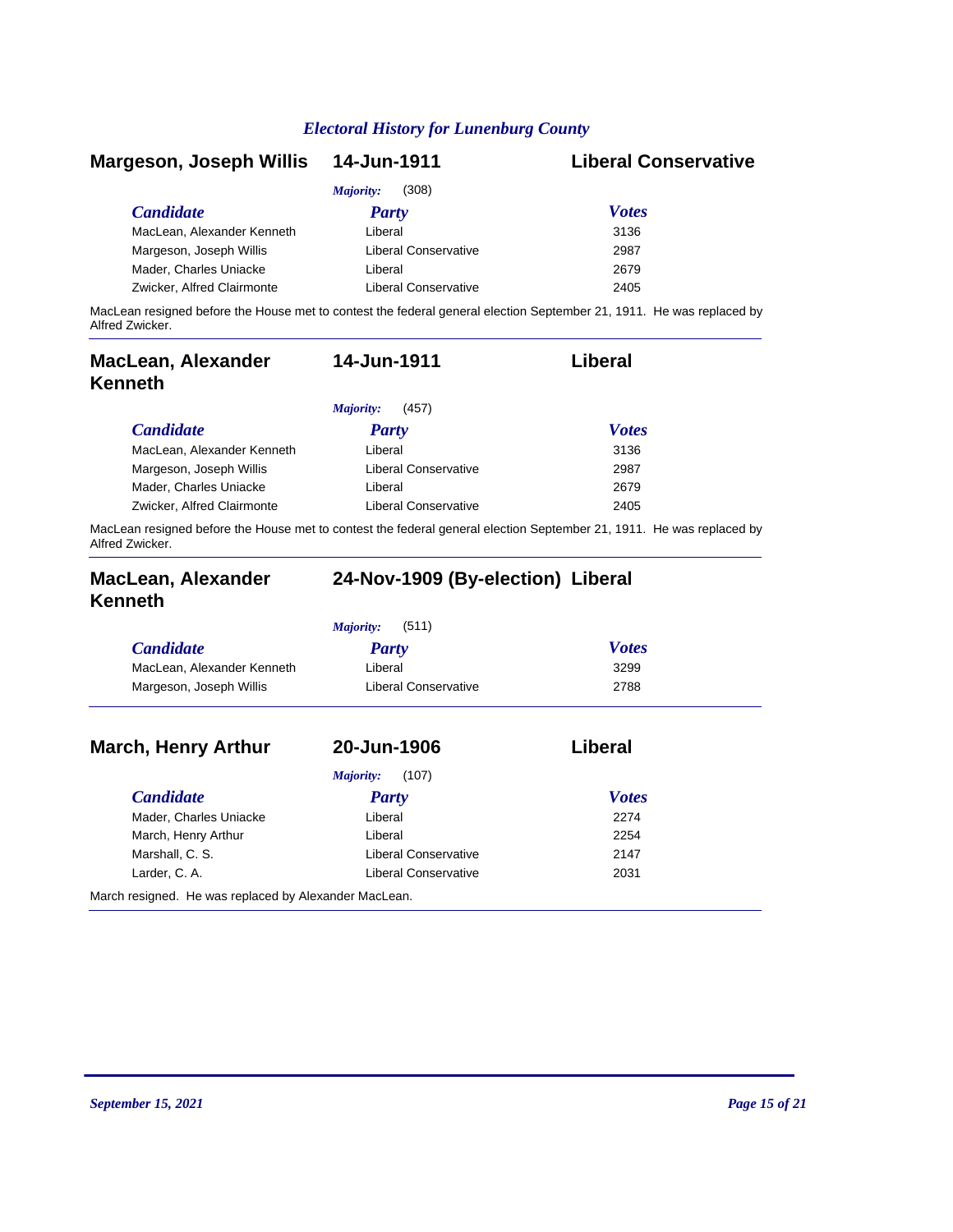## Electral History for Lunenburg County

### Margeson, Joseph Willis — 14-Jun-1911 — Liberal Conservative

*Majority:* (308)

| Candidate | Party | Votes |
|---|---|---|
| MacLean, Alexander Kenneth | Liberal | 3136 |
| Margeson, Joseph Willis | Liberal Conservative | 2987 |
| Mader, Charles Uniacke | Liberal | 2679 |
| Zwicker, Alfred Clairmonte | Liberal Conservative | 2405 |

MacLean resigned before the House met to contest the federal general election September 21, 1911. He was replaced by Alfred Zwicker.

### MacLean, Alexander Kenneth — 14-Jun-1911 — Liberal

*Majority:* (457)

| Candidate | Party | Votes |
|---|---|---|
| MacLean, Alexander Kenneth | Liberal | 3136 |
| Margeson, Joseph Willis | Liberal Conservative | 2987 |
| Mader, Charles Uniacke | Liberal | 2679 |
| Zwicker, Alfred Clairmonte | Liberal Conservative | 2405 |

MacLean resigned before the House met to contest the federal general election September 21, 1911. He was replaced by Alfred Zwicker.

### MacLean, Alexander Kenneth — 24-Nov-1909 (By-election) — Liberal

*Majority:* (511)

| Candidate | Party | Votes |
|---|---|---|
| MacLean, Alexander Kenneth | Liberal | 3299 |
| Margeson, Joseph Willis | Liberal Conservative | 2788 |

### March, Henry Arthur — 20-Jun-1906 — Liberal

*Majority:* (107)

| Candidate | Party | Votes |
|---|---|---|
| Mader, Charles Uniacke | Liberal | 2274 |
| March, Henry Arthur | Liberal | 2254 |
| Marshall, C. S. | Liberal Conservative | 2147 |
| Larder, C. A. | Liberal Conservative | 2031 |

March resigned. He was replaced by Alexander MacLean.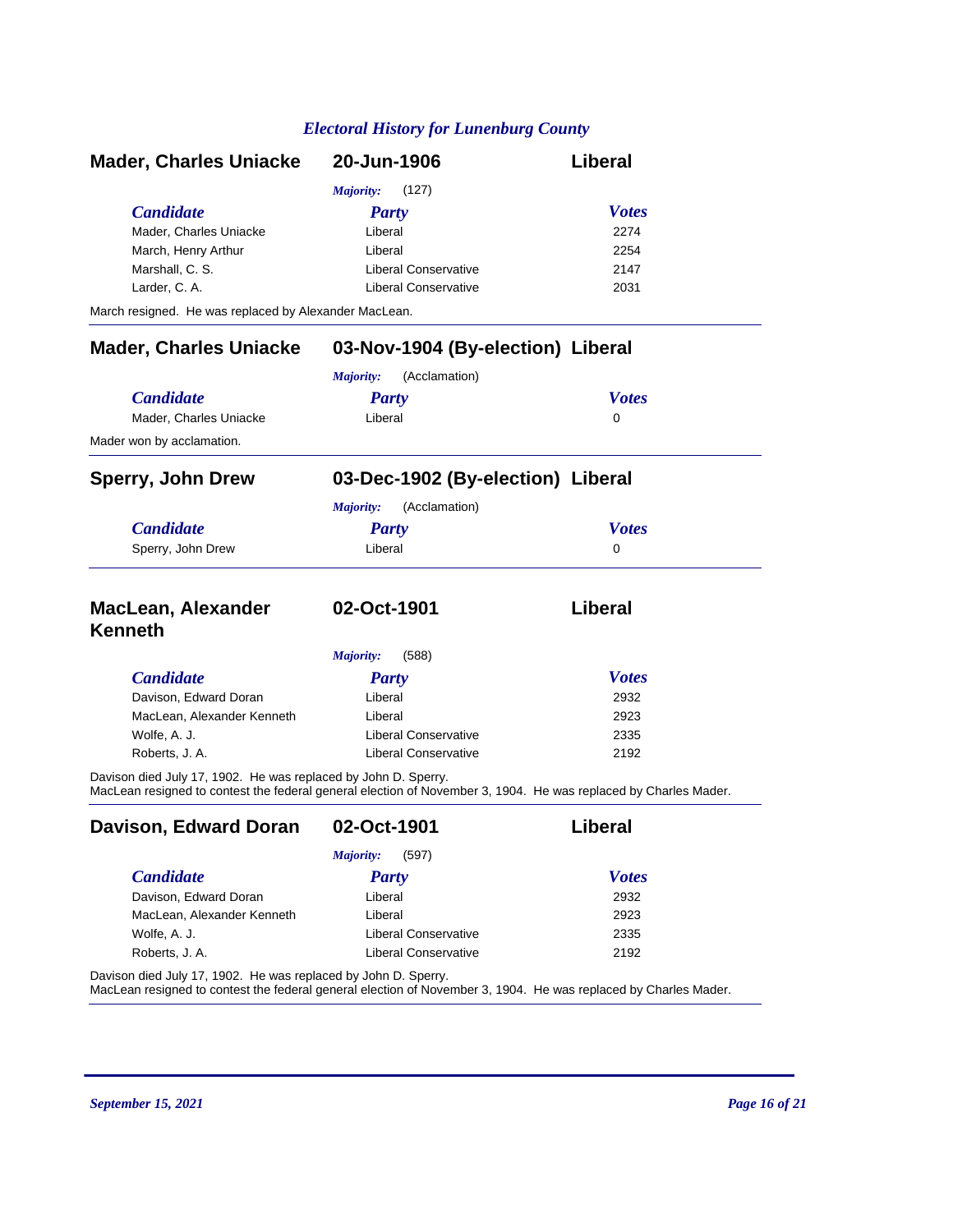## Mader, Charles Uniacke — 20-Jun-1906 — Liberal

*Majority:* (127)

| *Candidate* | *Party* | *Votes* |
|---|---|---|
| Mader, Charles Uniacke | Liberal | 2274 |
| March, Henry Arthur | Liberal | 2254 |
| Marshall, C. S. | Liberal Conservative | 2147 |
| Larder, C. A. | Liberal Conservative | 2031 |

March resigned. He was replaced by Alexander MacLean.

## Mader, Charles Uniacke — 03-Nov-1904 (By-election) — Liberal

*Majority:* (Acclamation)

| *Candidate* | *Party* | *Votes* |
|---|---|---|
| Mader, Charles Uniacke | Liberal | 0 |

Mader won by acclamation.

## Sperry, John Drew — 03-Dec-1902 (By-election) — Liberal

*Majority:* (Acclamation)

| *Candidate* | *Party* | *Votes* |
|---|---|---|
| Sperry, John Drew | Liberal | 0 |

## MacLean, Alexander Kenneth — 02-Oct-1901 — Liberal

*Majority:* (588)

| *Candidate* | *Party* | *Votes* |
|---|---|---|
| Davison, Edward Doran | Liberal | 2932 |
| MacLean, Alexander Kenneth | Liberal | 2923 |
| Wolfe, A. J. | Liberal Conservative | 2335 |
| Roberts, J. A. | Liberal Conservative | 2192 |

Davison died July 17, 1902. He was replaced by John D. Sperry.
MacLean resigned to contest the federal general election of November 3, 1904. He was replaced by Charles Mader.

## Davison, Edward Doran — 02-Oct-1901 — Liberal

*Majority:* (597)

| *Candidate* | *Party* | *Votes* |
|---|---|---|
| Davison, Edward Doran | Liberal | 2932 |
| MacLean, Alexander Kenneth | Liberal | 2923 |
| Wolfe, A. J. | Liberal Conservative | 2335 |
| Roberts, J. A. | Liberal Conservative | 2192 |

Davison died July 17, 1902. He was replaced by John D. Sperry.
MacLean resigned to contest the federal general election of November 3, 1904. He was replaced by Charles Mader.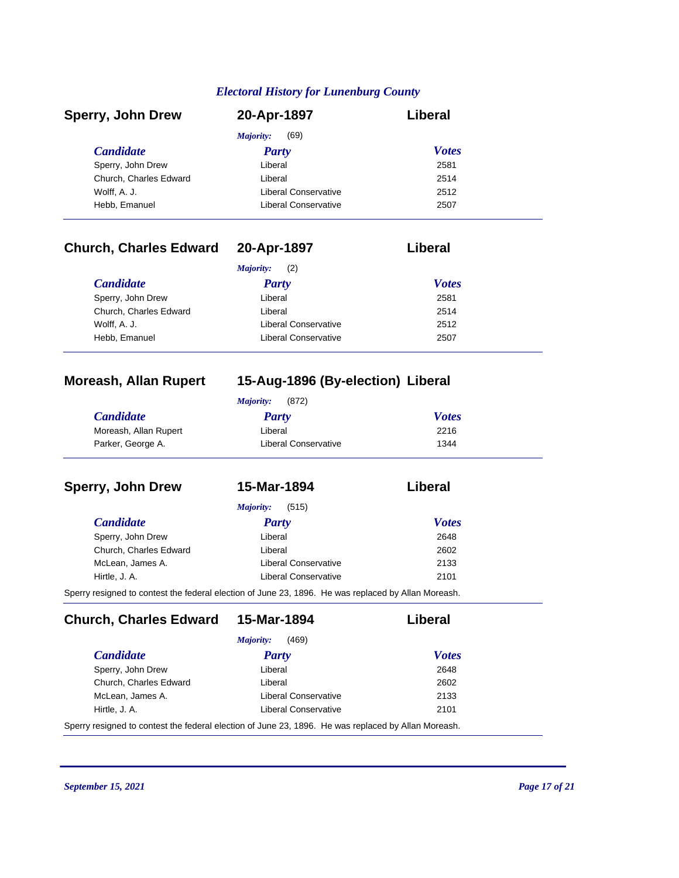## Sperry, John Drew — 20-Apr-1897 — Liberal

*Majority:* (69)

| *Candidate* | *Party* | *Votes* |
|---|---|---|
| Sperry, John Drew | Liberal | 2581 |
| Church, Charles Edward | Liberal | 2514 |
| Wolff, A. J. | Liberal Conservative | 2512 |
| Hebb, Emanuel | Liberal Conservative | 2507 |

## Church, Charles Edward — 20-Apr-1897 — Liberal

*Majority:* (2)

| *Candidate* | *Party* | *Votes* |
|---|---|---|
| Sperry, John Drew | Liberal | 2581 |
| Church, Charles Edward | Liberal | 2514 |
| Wolff, A. J. | Liberal Conservative | 2512 |
| Hebb, Emanuel | Liberal Conservative | 2507 |

## Moreash, Allan Rupert — 15-Aug-1896 (By-election) — Liberal

*Majority:* (872)

| *Candidate* | *Party* | *Votes* |
|---|---|---|
| Moreash, Allan Rupert | Liberal | 2216 |
| Parker, George A. | Liberal Conservative | 1344 |

## Sperry, John Drew — 15-Mar-1894 — Liberal

*Majority:* (515)

| *Candidate* | *Party* | *Votes* |
|---|---|---|
| Sperry, John Drew | Liberal | 2648 |
| Church, Charles Edward | Liberal | 2602 |
| McLean, James A. | Liberal Conservative | 2133 |
| Hirtle, J. A. | Liberal Conservative | 2101 |

Sperry resigned to contest the federal election of June 23, 1896. He was replaced by Allan Moreash.

## Church, Charles Edward — 15-Mar-1894 — Liberal

*Majority:* (469)

| *Candidate* | *Party* | *Votes* |
|---|---|---|
| Sperry, John Drew | Liberal | 2648 |
| Church, Charles Edward | Liberal | 2602 |
| McLean, James A. | Liberal Conservative | 2133 |
| Hirtle, J. A. | Liberal Conservative | 2101 |

Sperry resigned to contest the federal election of June 23, 1896. He was replaced by Allan Moreash.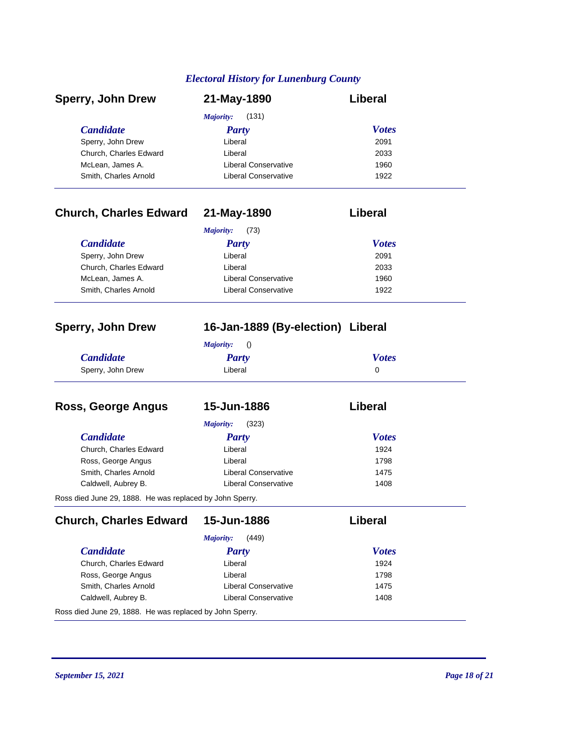## Sperry, John Drew — 21-May-1890 — Liberal

*Majority:* (131)

| *Candidate* | *Party* | *Votes* |
|---|---|---|
| Sperry, John Drew | Liberal | 2091 |
| Church, Charles Edward | Liberal | 2033 |
| McLean, James A. | Liberal Conservative | 1960 |
| Smith, Charles Arnold | Liberal Conservative | 1922 |

## Church, Charles Edward — 21-May-1890 — Liberal

*Majority:* (73)

| *Candidate* | *Party* | *Votes* |
|---|---|---|
| Sperry, John Drew | Liberal | 2091 |
| Church, Charles Edward | Liberal | 2033 |
| McLean, James A. | Liberal Conservative | 1960 |
| Smith, Charles Arnold | Liberal Conservative | 1922 |

## Sperry, John Drew — 16-Jan-1889 (By-election) — Liberal

*Majority:* ()

| *Candidate* | *Party* | *Votes* |
|---|---|---|
| Sperry, John Drew | Liberal | 0 |

## Ross, George Angus — 15-Jun-1886 — Liberal

*Majority:* (323)

| *Candidate* | *Party* | *Votes* |
|---|---|---|
| Church, Charles Edward | Liberal | 1924 |
| Ross, George Angus | Liberal | 1798 |
| Smith, Charles Arnold | Liberal Conservative | 1475 |
| Caldwell, Aubrey B. | Liberal Conservative | 1408 |

Ross died June 29, 1888. He was replaced by John Sperry.

## Church, Charles Edward — 15-Jun-1886 — Liberal

*Majority:* (449)

| *Candidate* | *Party* | *Votes* |
|---|---|---|
| Church, Charles Edward | Liberal | 1924 |
| Ross, George Angus | Liberal | 1798 |
| Smith, Charles Arnold | Liberal Conservative | 1475 |
| Caldwell, Aubrey B. | Liberal Conservative | 1408 |

Ross died June 29, 1888. He was replaced by John Sperry.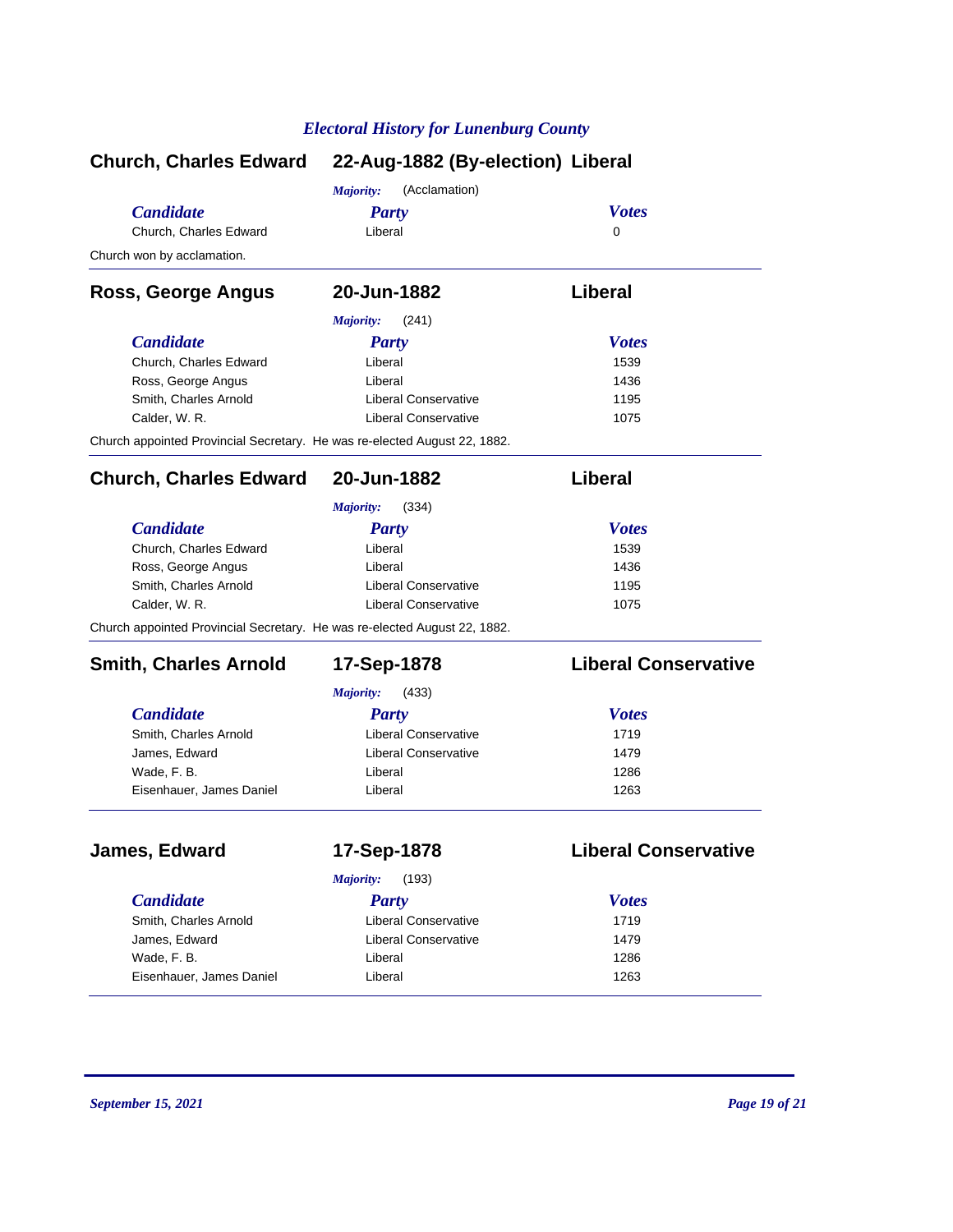## Church, Charles Edward — 22-Aug-1882 (By-election) — Liberal

*Majority:* (Acclamation)

| *Candidate* | *Party* | *Votes* |
|---|---|---|
| Church, Charles Edward | Liberal | 0 |

Church won by acclamation.

## Ross, George Angus — 20-Jun-1882 — Liberal

*Majority:* (241)

| *Candidate* | *Party* | *Votes* |
|---|---|---|
| Church, Charles Edward | Liberal | 1539 |
| Ross, George Angus | Liberal | 1436 |
| Smith, Charles Arnold | Liberal Conservative | 1195 |
| Calder, W. R. | Liberal Conservative | 1075 |

Church appointed Provincial Secretary. He was re-elected August 22, 1882.

## Church, Charles Edward — 20-Jun-1882 — Liberal

*Majority:* (334)

| *Candidate* | *Party* | *Votes* |
|---|---|---|
| Church, Charles Edward | Liberal | 1539 |
| Ross, George Angus | Liberal | 1436 |
| Smith, Charles Arnold | Liberal Conservative | 1195 |
| Calder, W. R. | Liberal Conservative | 1075 |

Church appointed Provincial Secretary. He was re-elected August 22, 1882.

## Smith, Charles Arnold — 17-Sep-1878 — Liberal Conservative

*Majority:* (433)

| *Candidate* | *Party* | *Votes* |
|---|---|---|
| Smith, Charles Arnold | Liberal Conservative | 1719 |
| James, Edward | Liberal Conservative | 1479 |
| Wade, F. B. | Liberal | 1286 |
| Eisenhauer, James Daniel | Liberal | 1263 |

## James, Edward — 17-Sep-1878 — Liberal Conservative

*Majority:* (193)

| *Candidate* | *Party* | *Votes* |
|---|---|---|
| Smith, Charles Arnold | Liberal Conservative | 1719 |
| James, Edward | Liberal Conservative | 1479 |
| Wade, F. B. | Liberal | 1286 |
| Eisenhauer, James Daniel | Liberal | 1263 |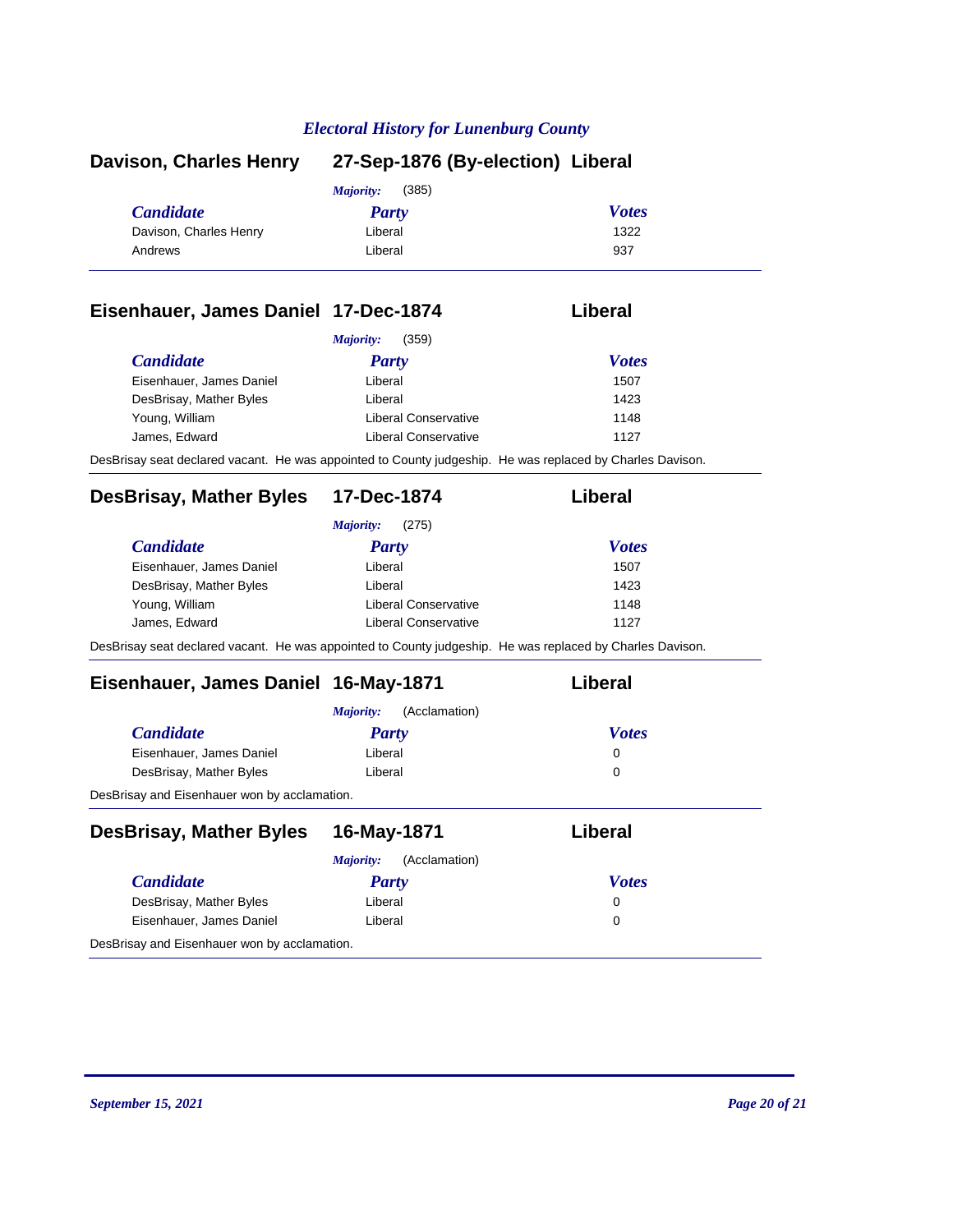## Davison, Charles Henry — 27-Sep-1876 (By-election) — Liberal

*Majority:* (385)

| *Candidate* | *Party* | *Votes* |
|---|---|---|
| Davison, Charles Henry | Liberal | 1322 |
| Andrews | Liberal | 937 |

---

## Eisenhauer, James Daniel — 17-Dec-1874 — Liberal

*Majority:* (359)

| *Candidate* | *Party* | *Votes* |
|---|---|---|
| Eisenhauer, James Daniel | Liberal | 1507 |
| DesBrisay, Mather Byles | Liberal | 1423 |
| Young, William | Liberal Conservative | 1148 |
| James, Edward | Liberal Conservative | 1127 |

DesBrisay seat declared vacant. He was appointed to County judgeship. He was replaced by Charles Davison.

---

## DesBrisay, Mather Byles — 17-Dec-1874 — Liberal

*Majority:* (275)

| *Candidate* | *Party* | *Votes* |
|---|---|---|
| Eisenhauer, James Daniel | Liberal | 1507 |
| DesBrisay, Mather Byles | Liberal | 1423 |
| Young, William | Liberal Conservative | 1148 |
| James, Edward | Liberal Conservative | 1127 |

DesBrisay seat declared vacant. He was appointed to County judgeship. He was replaced by Charles Davison.

---

## Eisenhauer, James Daniel — 16-May-1871 — Liberal

*Majority:* (Acclamation)

| *Candidate* | *Party* | *Votes* |
|---|---|---|
| Eisenhauer, James Daniel | Liberal | 0 |
| DesBrisay, Mather Byles | Liberal | 0 |

DesBrisay and Eisenhauer won by acclamation.

---

## DesBrisay, Mather Byles — 16-May-1871 — Liberal

*Majority:* (Acclamation)

| *Candidate* | *Party* | *Votes* |
|---|---|---|
| DesBrisay, Mather Byles | Liberal | 0 |
| Eisenhauer, James Daniel | Liberal | 0 |

DesBrisay and Eisenhauer won by acclamation.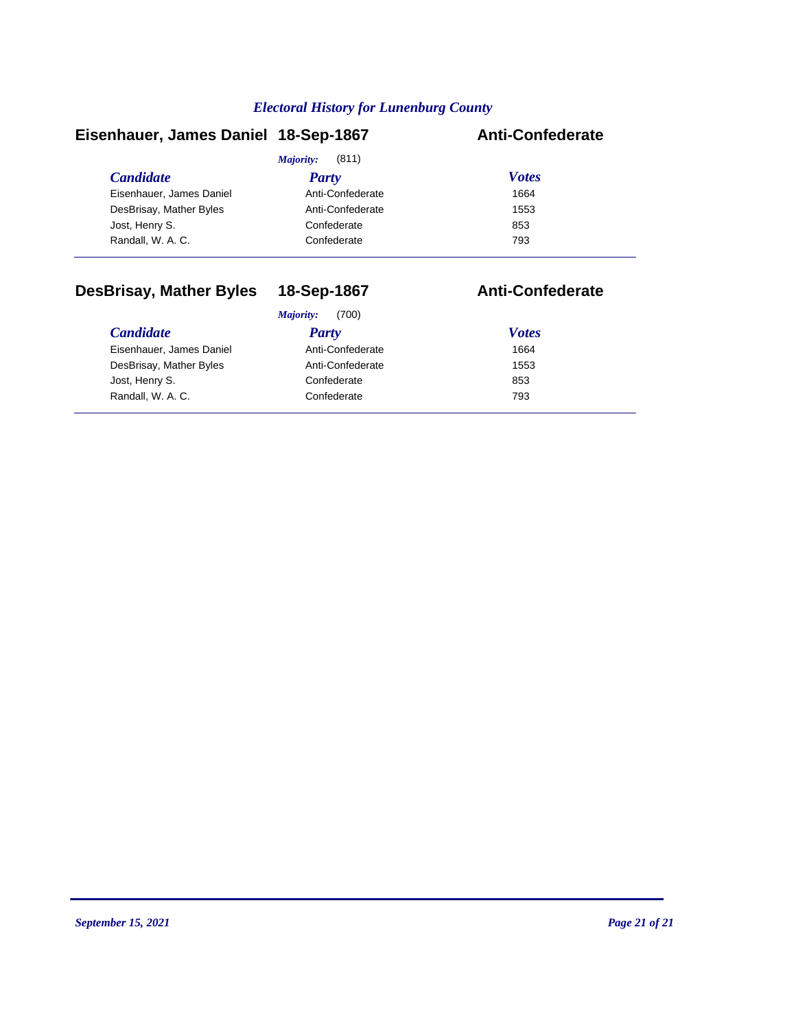## Eisenhauer, James Daniel 18-Sep-1867 Anti-Confederate

*Majority:* (811)

| *Candidate* | *Party* | *Votes* |
|---|---|---|
| Eisenhauer, James Daniel | Anti-Confederate | 1664 |
| DesBrisay, Mather Byles | Anti-Confederate | 1553 |
| Jost, Henry S. | Confederate | 853 |
| Randall, W. A. C. | Confederate | 793 |

## DesBrisay, Mather Byles 18-Sep-1867 Anti-Confederate

*Majority:* (700)

| *Candidate* | *Party* | *Votes* |
|---|---|---|
| Eisenhauer, James Daniel | Anti-Confederate | 1664 |
| DesBrisay, Mather Byles | Anti-Confederate | 1553 |
| Jost, Henry S. | Confederate | 853 |
| Randall, W. A. C. | Confederate | 793 |